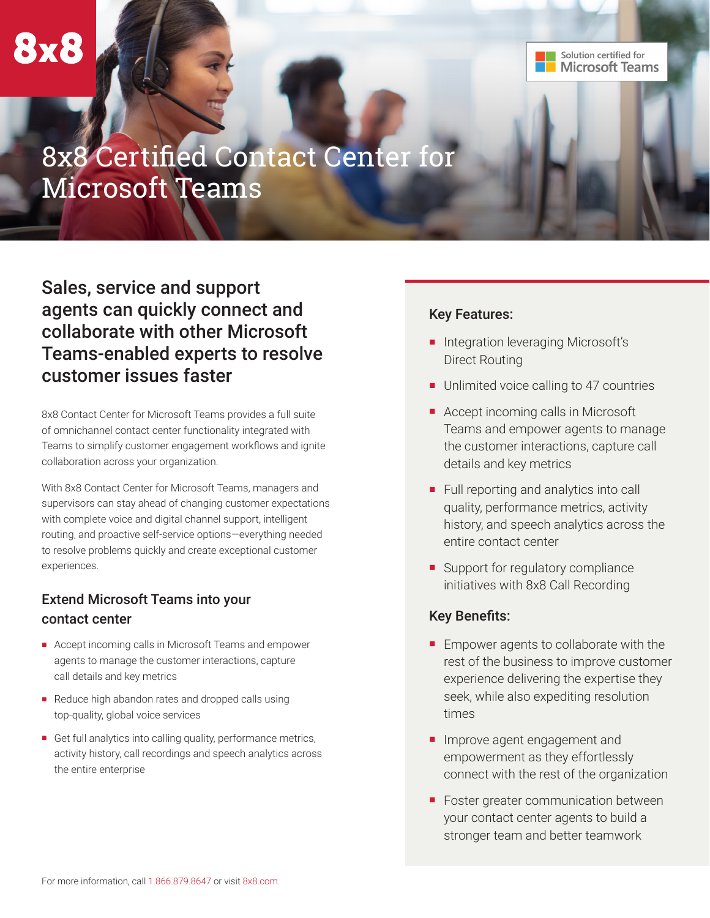8x8

Solution certified for Microsoft Teams

# 8x8 Certified Contact Center for Microsoft Teams

## Sales, service and support agents can quickly connect and collaborate with other Microsoft Teams-enabled experts to resolve customer issues faster

8x8 Contact Center for Microsoft Teams provides a full suite of omnichannel contact center functionality integrated with Teams to simplify customer engagement workflows and ignite collaboration across your organization.

With 8x8 Contact Center for Microsoft Teams, managers and supervisors can stay ahead of changing customer expectations with complete voice and digital channel support, intelligent routing, and proactive self-service options—everything needed to resolve problems quickly and create exceptional customer experiences.

### Extend Microsoft Teams into your contact center

- Accept incoming calls in Microsoft Teams and empower agents to manage the customer interactions, capture call details and key metrics
- Reduce high abandon rates and dropped calls using top-quality, global voice services
- Get full analytics into calling quality, performance metrics, activity history, call recordings and speech analytics across the entire enterprise

### Key Features:

- Integration leveraging Microsoft's Direct Routing
- Unlimited voice calling to 47 countries
- Accept incoming calls in Microsoft Teams and empower agents to manage the customer interactions, capture call details and key metrics
- Full reporting and analytics into call quality, performance metrics, activity history, and speech analytics across the entire contact center
- Support for regulatory compliance initiatives with 8x8 Call Recording

### Key Benefits:

- Empower agents to collaborate with the rest of the business to improve customer experience delivering the expertise they seek, while also expediting resolution times
- Improve agent engagement and empowerment as they effortlessly connect with the rest of the organization
- Foster greater communication between your contact center agents to build a stronger team and better teamwork

For more information, call 1.866.879.8647 or visit 8x8.com.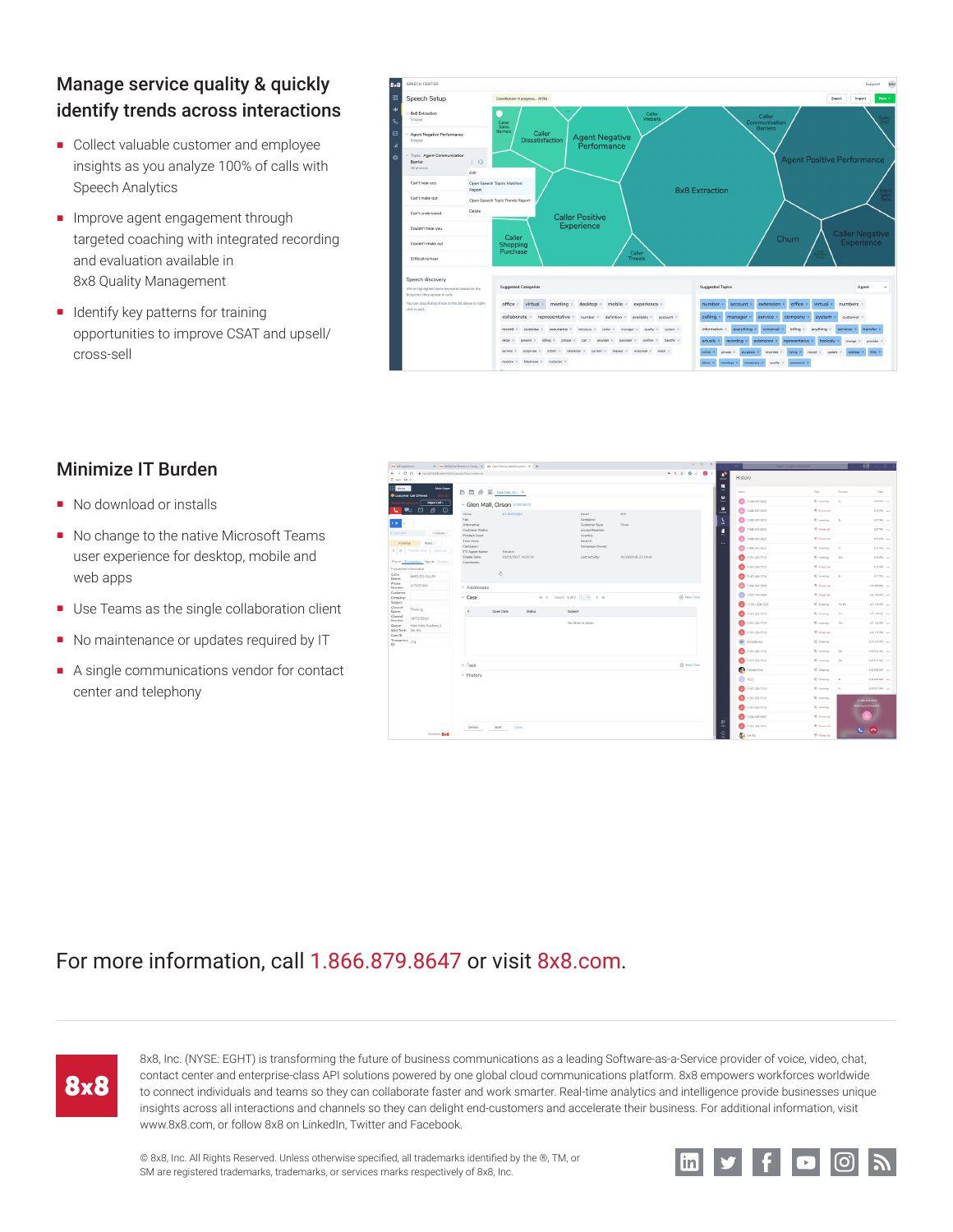## Manage service quality & quickly identify trends across interactions

- Collect valuable customer and employee insights as you analyze 100% of calls with Speech Analytics
- Improve agent engagement through targeted coaching with integrated recording and evaluation available in 8x8 Quality Management
- Identify key patterns for training opportunities to improve CSAT and upsell/ cross-sell

## Minimize IT Burden

- No download or installs
- No change to the native Microsoft Teams user experience for desktop, mobile and web apps
- Use Teams as the single collaboration client
- No maintenance or updates required by IT
- A single communications vendor for contact center and telephony

For more information, call 1.866.879.8647 or visit 8x8.com.

8x8, Inc. (NYSE: EGHT) is transforming the future of business communications as a leading Software-as-a-Service provider of voice, video, chat, contact center and enterprise-class API solutions powered by one global cloud communications platform. 8x8 empowers workforces worldwide to connect individuals and teams so they can collaborate faster and work smarter. Real-time analytics and intelligence provide businesses unique insights across all interactions and channels so they can delight end-customers and accelerate their business. For additional information, visit www.8x8.com, or follow 8x8 on LinkedIn, Twitter and Facebook.

© 8x8, Inc. All Rights Reserved. Unless otherwise specified, all trademarks identified by the ®, TM, or SM are registered trademarks, trademarks, or services marks respectively of 8x8, Inc.